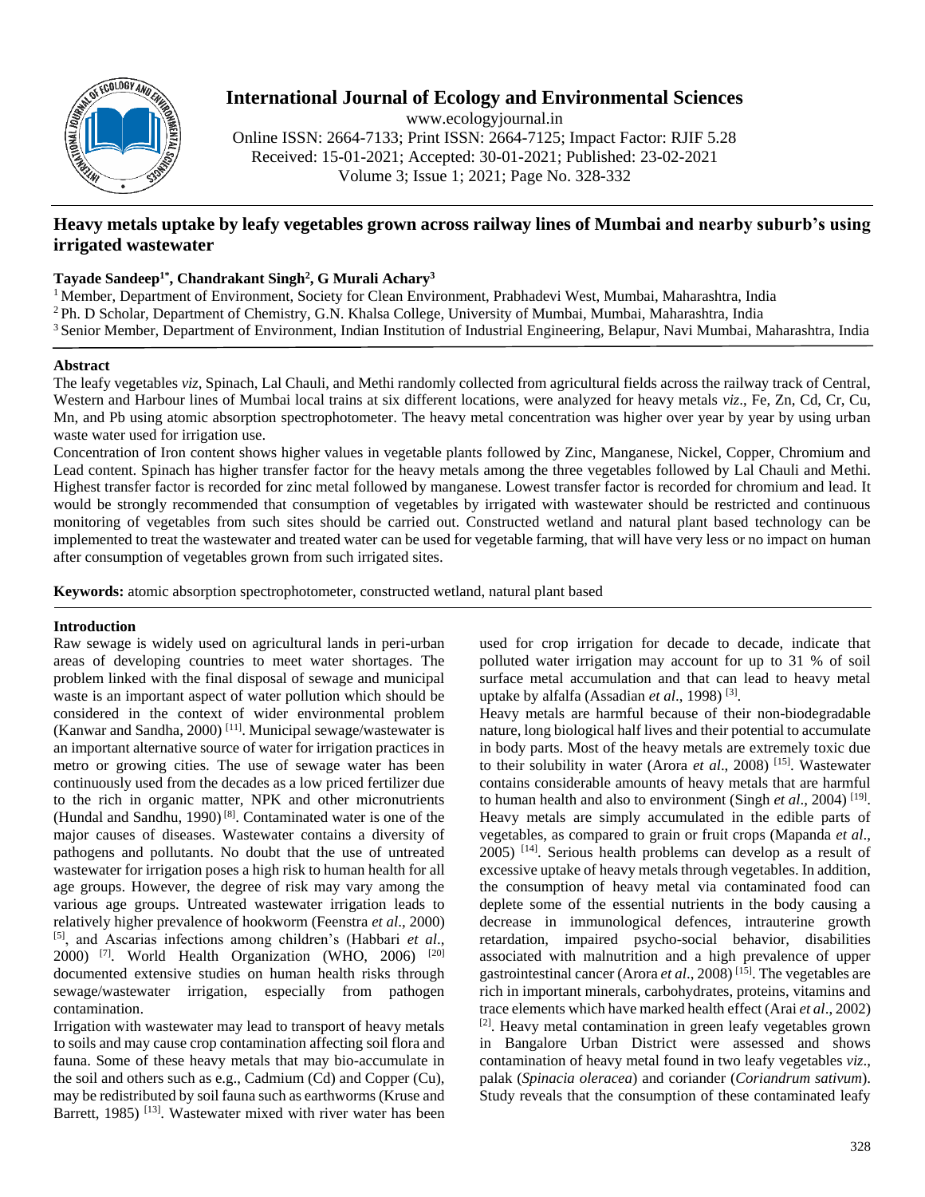# International Journal of Ecology and Environmental Sciences

www.ecologyjournal.in
Online ISSN: 2664-7133; Print ISSN: 2664-7125; Impact Factor: RJIF 5.28
Received: 15-01-2021; Accepted: 30-01-2021; Published: 23-02-2021
Volume 3; Issue 1; 2021; Page No. 328-332

## Heavy metals uptake by leafy vegetables grown across railway lines of Mumbai and nearby suburb's using irrigated wastewater

**Tayade Sandeep[1*], Chandrakant Singh[2], G Murali Achary[3]**

[1] Member, Department of Environment, Society for Clean Environment, Prabhadevi West, Mumbai, Maharashtra, India
[2] Ph. D Scholar, Department of Chemistry, G.N. Khalsa College, University of Mumbai, Mumbai, Maharashtra, India
[3] Senior Member, Department of Environment, Indian Institution of Industrial Engineering, Belapur, Navi Mumbai, Maharashtra, India

### Abstract

The leafy vegetables *viz*, Spinach, Lal Chauli, and Methi randomly collected from agricultural fields across the railway track of Central, Western and Harbour lines of Mumbai local trains at six different locations, were analyzed for heavy metals *viz*., Fe, Zn, Cd, Cr, Cu, Mn, and Pb using atomic absorption spectrophotometer. The heavy metal concentration was higher over year by year by using urban waste water used for irrigation use.

Concentration of Iron content shows higher values in vegetable plants followed by Zinc, Manganese, Nickel, Copper, Chromium and Lead content. Spinach has higher transfer factor for the heavy metals among the three vegetables followed by Lal Chauli and Methi. Highest transfer factor is recorded for zinc metal followed by manganese. Lowest transfer factor is recorded for chromium and lead. It would be strongly recommended that consumption of vegetables by irrigated with wastewater should be restricted and continuous monitoring of vegetables from such sites should be carried out. Constructed wetland and natural plant based technology can be implemented to treat the wastewater and treated water can be used for vegetable farming, that will have very less or no impact on human after consumption of vegetables grown from such irrigated sites.

**Keywords:** atomic absorption spectrophotometer, constructed wetland, natural plant based

### Introduction

Raw sewage is widely used on agricultural lands in peri-urban areas of developing countries to meet water shortages. The problem linked with the final disposal of sewage and municipal waste is an important aspect of water pollution which should be considered in the context of wider environmental problem (Kanwar and Sandha, 2000) [11]. Municipal sewage/wastewater is an important alternative source of water for irrigation practices in metro or growing cities. The use of sewage water has been continuously used from the decades as a low priced fertilizer due to the rich in organic matter, NPK and other micronutrients (Hundal and Sandhu, 1990) [8]. Contaminated water is one of the major causes of diseases. Wastewater contains a diversity of pathogens and pollutants. No doubt that the use of untreated wastewater for irrigation poses a high risk to human health for all age groups. However, the degree of risk may vary among the various age groups. Untreated wastewater irrigation leads to relatively higher prevalence of hookworm (Feenstra *et al*., 2000) [5], and Ascarias infections among children's (Habbari *et al*., 2000) [7]. World Health Organization (WHO, 2006) [20] documented extensive studies on human health risks through sewage/wastewater irrigation, especially from pathogen contamination.

Irrigation with wastewater may lead to transport of heavy metals to soils and may cause crop contamination affecting soil flora and fauna. Some of these heavy metals that may bio-accumulate in the soil and others such as e.g., Cadmium (Cd) and Copper (Cu), may be redistributed by soil fauna such as earthworms (Kruse and Barrett, 1985) [13]. Wastewater mixed with river water has been used for crop irrigation for decade to decade, indicate that polluted water irrigation may account for up to 31 % of soil surface metal accumulation and that can lead to heavy metal uptake by alfalfa (Assadian *et al*., 1998) [3].

Heavy metals are harmful because of their non-biodegradable nature, long biological half lives and their potential to accumulate in body parts. Most of the heavy metals are extremely toxic due to their solubility in water (Arora *et al*., 2008) [15]. Wastewater contains considerable amounts of heavy metals that are harmful to human health and also to environment (Singh *et al*., 2004) [19]. Heavy metals are simply accumulated in the edible parts of vegetables, as compared to grain or fruit crops (Mapanda *et al*., 2005) [14]. Serious health problems can develop as a result of excessive uptake of heavy metals through vegetables. In addition, the consumption of heavy metal via contaminated food can deplete some of the essential nutrients in the body causing a decrease in immunological defences, intrauterine growth retardation, impaired psycho-social behavior, disabilities associated with malnutrition and a high prevalence of upper gastrointestinal cancer (Arora *et al*., 2008) [15]. The vegetables are rich in important minerals, carbohydrates, proteins, vitamins and trace elements which have marked health effect (Arai *et al*., 2002) [2]. Heavy metal contamination in green leafy vegetables grown in Bangalore Urban District were assessed and shows contamination of heavy metal found in two leafy vegetables *viz*., palak (*Spinacia oleracea*) and coriander (*Coriandrum sativum*). Study reveals that the consumption of these contaminated leafy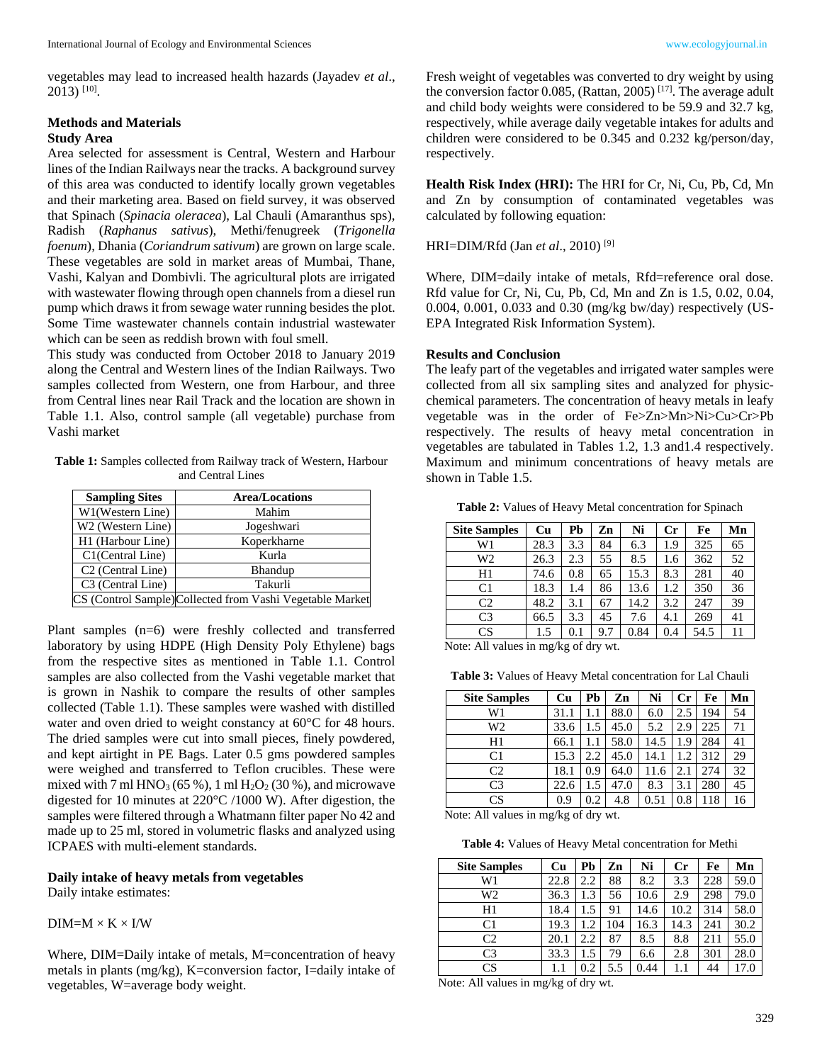vegetables may lead to increased health hazards (Jayadev *et al*., 2013) [10].

## Methods and Materials

### Study Area

Area selected for assessment is Central, Western and Harbour lines of the Indian Railways near the tracks. A background survey of this area was conducted to identify locally grown vegetables and their marketing area. Based on field survey, it was observed that Spinach (*Spinacia oleracea*), Lal Chauli (Amaranthus sps), Radish (*Raphanus sativus*), Methi/fenugreek (*Trigonella foenum*), Dhania (*Coriandrum sativum*) are grown on large scale. These vegetables are sold in market areas of Mumbai, Thane, Vashi, Kalyan and Dombivli. The agricultural plots are irrigated with wastewater flowing through open channels from a diesel run pump which draws it from sewage water running besides the plot. Some Time wastewater channels contain industrial wastewater which can be seen as reddish brown with foul smell.

This study was conducted from October 2018 to January 2019 along the Central and Western lines of the Indian Railways. Two samples collected from Western, one from Harbour, and three from Central lines near Rail Track and the location are shown in Table 1.1. Also, control sample (all vegetable) purchase from Vashi market

**Table 1:** Samples collected from Railway track of Western, Harbour and Central Lines

| Sampling Sites | Area/Locations |
|---|---|
| W1(Western Line) | Mahim |
| W2 (Western Line) | Jogeshwari |
| H1 (Harbour Line) | Koperkharne |
| C1(Central Line) | Kurla |
| C2 (Central Line) | Bhandup |
| C3 (Central Line) | Takurli |
| CS (Control Sample) | Collected from Vashi Vegetable Market |

Plant samples (n=6) were freshly collected and transferred laboratory by using HDPE (High Density Poly Ethylene) bags from the respective sites as mentioned in Table 1.1. Control samples are also collected from the Vashi vegetable market that is grown in Nashik to compare the results of other samples collected (Table 1.1). These samples were washed with distilled water and oven dried to weight constancy at 60°C for 48 hours. The dried samples were cut into small pieces, finely powdered, and kept airtight in PE Bags. Later 0.5 gms powdered samples were weighed and transferred to Teflon crucibles. These were mixed with 7 ml $HNO_3$ (65 %), 1 ml $H_2O_2$ (30 %), and microwave digested for 10 minutes at 220°C /1000 W). After digestion, the samples were filtered through a Whatmann filter paper No 42 and made up to 25 ml, stored in volumetric flasks and analyzed using ICPAES with multi-element standards.

### Daily intake of heavy metals from vegetables

Daily intake estimates:

$$DIM = M \times K \times I/W$$

Where, DIM=Daily intake of metals, M=concentration of heavy metals in plants (mg/kg), K=conversion factor, I=daily intake of vegetables, W=average body weight.

Fresh weight of vegetables was converted to dry weight by using the conversion factor 0.085, (Rattan, 2005) [17]. The average adult and child body weights were considered to be 59.9 and 32.7 kg, respectively, while average daily vegetable intakes for adults and children were considered to be 0.345 and 0.232 kg/person/day, respectively.

**Health Risk Index (HRI):** The HRI for Cr, Ni, Cu, Pb, Cd, Mn and Zn by consumption of contaminated vegetables was calculated by following equation:

$$HRI = DIM/Rfd$$ (Jan *et al*., 2010) [9]

Where, DIM=daily intake of metals, Rfd=reference oral dose. Rfd value for Cr, Ni, Cu, Pb, Cd, Mn and Zn is 1.5, 0.02, 0.04, 0.004, 0.001, 0.033 and 0.30 (mg/kg bw/day) respectively (US-EPA Integrated Risk Information System).

## Results and Conclusion

The leafy part of the vegetables and irrigated water samples were collected from all six sampling sites and analyzed for physic-chemical parameters. The concentration of heavy metals in leafy vegetable was in the order of Fe>Zn>Mn>Ni>Cu>Cr>Pb respectively. The results of heavy metal concentration in vegetables are tabulated in Tables 1.2, 1.3 and1.4 respectively. Maximum and minimum concentrations of heavy metals are shown in Table 1.5.

**Table 2:** Values of Heavy Metal concentration for Spinach

| Site Samples | Cu | Pb | Zn | Ni | Cr | Fe | Mn |
|---|---|---|---|---|---|---|---|
| W1 | 28.3 | 3.3 | 84 | 6.3 | 1.9 | 325 | 65 |
| W2 | 26.3 | 2.3 | 55 | 8.5 | 1.6 | 362 | 52 |
| H1 | 74.6 | 0.8 | 65 | 15.3 | 8.3 | 281 | 40 |
| C1 | 18.3 | 1.4 | 86 | 13.6 | 1.2 | 350 | 36 |
| C2 | 48.2 | 3.1 | 67 | 14.2 | 3.2 | 247 | 39 |
| C3 | 66.5 | 3.3 | 45 | 7.6 | 4.1 | 269 | 41 |
| CS | 1.5 | 0.1 | 9.7 | 0.84 | 0.4 | 54.5 | 11 |

Note: All values in mg/kg of dry wt.

**Table 3:** Values of Heavy Metal concentration for Lal Chauli

| Site Samples | Cu | Pb | Zn | Ni | Cr | Fe | Mn |
|---|---|---|---|---|---|---|---|
| W1 | 31.1 | 1.1 | 88.0 | 6.0 | 2.5 | 194 | 54 |
| W2 | 33.6 | 1.5 | 45.0 | 5.2 | 2.9 | 225 | 71 |
| H1 | 66.1 | 1.1 | 58.0 | 14.5 | 1.9 | 284 | 41 |
| C1 | 15.3 | 2.2 | 45.0 | 14.1 | 1.2 | 312 | 29 |
| C2 | 18.1 | 0.9 | 64.0 | 11.6 | 2.1 | 274 | 32 |
| C3 | 22.6 | 1.5 | 47.0 | 8.3 | 3.1 | 280 | 45 |
| CS | 0.9 | 0.2 | 4.8 | 0.51 | 0.8 | 118 | 16 |

Note: All values in mg/kg of dry wt.

**Table 4:** Values of Heavy Metal concentration for Methi

| Site Samples | Cu | Pb | Zn | Ni | Cr | Fe | Mn |
|---|---|---|---|---|---|---|---|
| W1 | 22.8 | 2.2 | 88 | 8.2 | 3.3 | 228 | 59.0 |
| W2 | 36.3 | 1.3 | 56 | 10.6 | 2.9 | 298 | 79.0 |
| H1 | 18.4 | 1.5 | 91 | 14.6 | 10.2 | 314 | 58.0 |
| C1 | 19.3 | 1.2 | 104 | 16.3 | 14.3 | 241 | 30.2 |
| C2 | 20.1 | 2.2 | 87 | 8.5 | 8.8 | 211 | 55.0 |
| C3 | 33.3 | 1.5 | 79 | 6.6 | 2.8 | 301 | 28.0 |
| CS | 1.1 | 0.2 | 5.5 | 0.44 | 1.1 | 44 | 17.0 |

Note: All values in mg/kg of dry wt.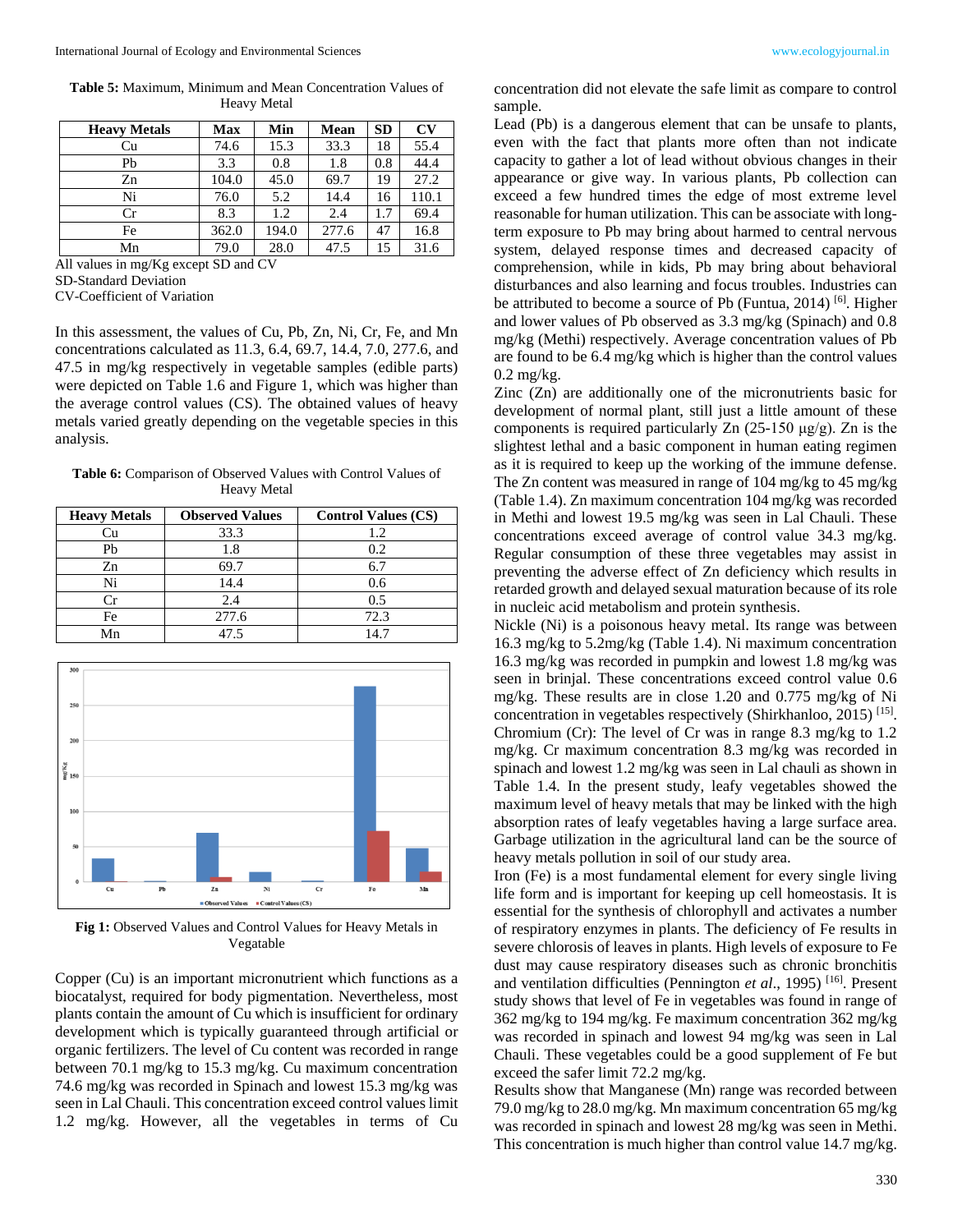**Table 5:** Maximum, Minimum and Mean Concentration Values of Heavy Metal

| Heavy Metals | Max | Min | Mean | SD | CV |
|---|---|---|---|---|---|
| Cu | 74.6 | 15.3 | 33.3 | 18 | 55.4 |
| Pb | 3.3 | 0.8 | 1.8 | 0.8 | 44.4 |
| Zn | 104.0 | 45.0 | 69.7 | 19 | 27.2 |
| Ni | 76.0 | 5.2 | 14.4 | 16 | 110.1 |
| Cr | 8.3 | 1.2 | 2.4 | 1.7 | 69.4 |
| Fe | 362.0 | 194.0 | 277.6 | 47 | 16.8 |
| Mn | 79.0 | 28.0 | 47.5 | 15 | 31.6 |

All values in mg/Kg except SD and CV
SD-Standard Deviation
CV-Coefficient of Variation

In this assessment, the values of Cu, Pb, Zn, Ni, Cr, Fe, and Mn concentrations calculated as 11.3, 6.4, 69.7, 14.4, 7.0, 277.6, and 47.5 in mg/kg respectively in vegetable samples (edible parts) were depicted on Table 1.6 and Figure 1, which was higher than the average control values (CS). The obtained values of heavy metals varied greatly depending on the vegetable species in this analysis.

**Table 6:** Comparison of Observed Values with Control Values of Heavy Metal

| Heavy Metals | Observed Values | Control Values (CS) |
|---|---|---|
| Cu | 33.3 | 1.2 |
| Pb | 1.8 | 0.2 |
| Zn | 69.7 | 6.7 |
| Ni | 14.4 | 0.6 |
| Cr | 2.4 | 0.5 |
| Fe | 277.6 | 72.3 |
| Mn | 47.5 | 14.7 |

**Fig 1:** Observed Values and Control Values for Heavy Metals in Vegetable

Copper (Cu) is an important micronutrient which functions as a biocatalyst, required for body pigmentation. Nevertheless, most plants contain the amount of Cu which is insufficient for ordinary development which is typically guaranteed through artificial or organic fertilizers. The level of Cu content was recorded in range between 70.1 mg/kg to 15.3 mg/kg. Cu maximum concentration 74.6 mg/kg was recorded in Spinach and lowest 15.3 mg/kg was seen in Lal Chauli. This concentration exceed control values limit 1.2 mg/kg. However, all the vegetables in terms of Cu concentration did not elevate the safe limit as compare to control sample.

Lead (Pb) is a dangerous element that can be unsafe to plants, even with the fact that plants more often than not indicate capacity to gather a lot of lead without obvious changes in their appearance or give way. In various plants, Pb collection can exceed a few hundred times the edge of most extreme level reasonable for human utilization. This can be associate with long-term exposure to Pb may bring about harmed to central nervous system, delayed response times and decreased capacity of comprehension, while in kids, Pb may bring about behavioral disturbances and also learning and focus troubles. Industries can be attributed to become a source of Pb (Funtua, 2014) [6]. Higher and lower values of Pb observed as 3.3 mg/kg (Spinach) and 0.8 mg/kg (Methi) respectively. Average concentration values of Pb are found to be 6.4 mg/kg which is higher than the control values 0.2 mg/kg.

Zinc (Zn) are additionally one of the micronutrients basic for development of normal plant, still just a little amount of these components is required particularly Zn (25-150 µg/g). Zn is the slightest lethal and a basic component in human eating regimen as it is required to keep up the working of the immune defense. The Zn content was measured in range of 104 mg/kg to 45 mg/kg (Table 1.4). Zn maximum concentration 104 mg/kg was recorded in Methi and lowest 19.5 mg/kg was seen in Lal Chauli. These concentrations exceed average of control value 34.3 mg/kg. Regular consumption of these three vegetables may assist in preventing the adverse effect of Zn deficiency which results in retarded growth and delayed sexual maturation because of its role in nucleic acid metabolism and protein synthesis.

Nickle (Ni) is a poisonous heavy metal. Its range was between 16.3 mg/kg to 5.2mg/kg (Table 1.4). Ni maximum concentration 16.3 mg/kg was recorded in pumpkin and lowest 1.8 mg/kg was seen in brinjal. These concentrations exceed control value 0.6 mg/kg. These results are in close 1.20 and 0.775 mg/kg of Ni concentration in vegetables respectively (Shirkhanloo, 2015) [15].

Chromium (Cr): The level of Cr was in range 8.3 mg/kg to 1.2 mg/kg. Cr maximum concentration 8.3 mg/kg was recorded in spinach and lowest 1.2 mg/kg was seen in Lal chauli as shown in Table 1.4. In the present study, leafy vegetables showed the maximum level of heavy metals that may be linked with the high absorption rates of leafy vegetables having a large surface area. Garbage utilization in the agricultural land can be the source of heavy metals pollution in soil of our study area.

Iron (Fe) is a most fundamental element for every single living life form and is important for keeping up cell homeostasis. It is essential for the synthesis of chlorophyll and activates a number of respiratory enzymes in plants. The deficiency of Fe results in severe chlorosis of leaves in plants. High levels of exposure to Fe dust may cause respiratory diseases such as chronic bronchitis and ventilation difficulties (Pennington *et al*., 1995) [16]. Present study shows that level of Fe in vegetables was found in range of 362 mg/kg to 194 mg/kg. Fe maximum concentration 362 mg/kg was recorded in spinach and lowest 94 mg/kg was seen in Lal Chauli. These vegetables could be a good supplement of Fe but exceed the safer limit 72.2 mg/kg.

Results show that Manganese (Mn) range was recorded between 79.0 mg/kg to 28.0 mg/kg. Mn maximum concentration 65 mg/kg was recorded in spinach and lowest 28 mg/kg was seen in Methi. This concentration is much higher than control value 14.7 mg/kg.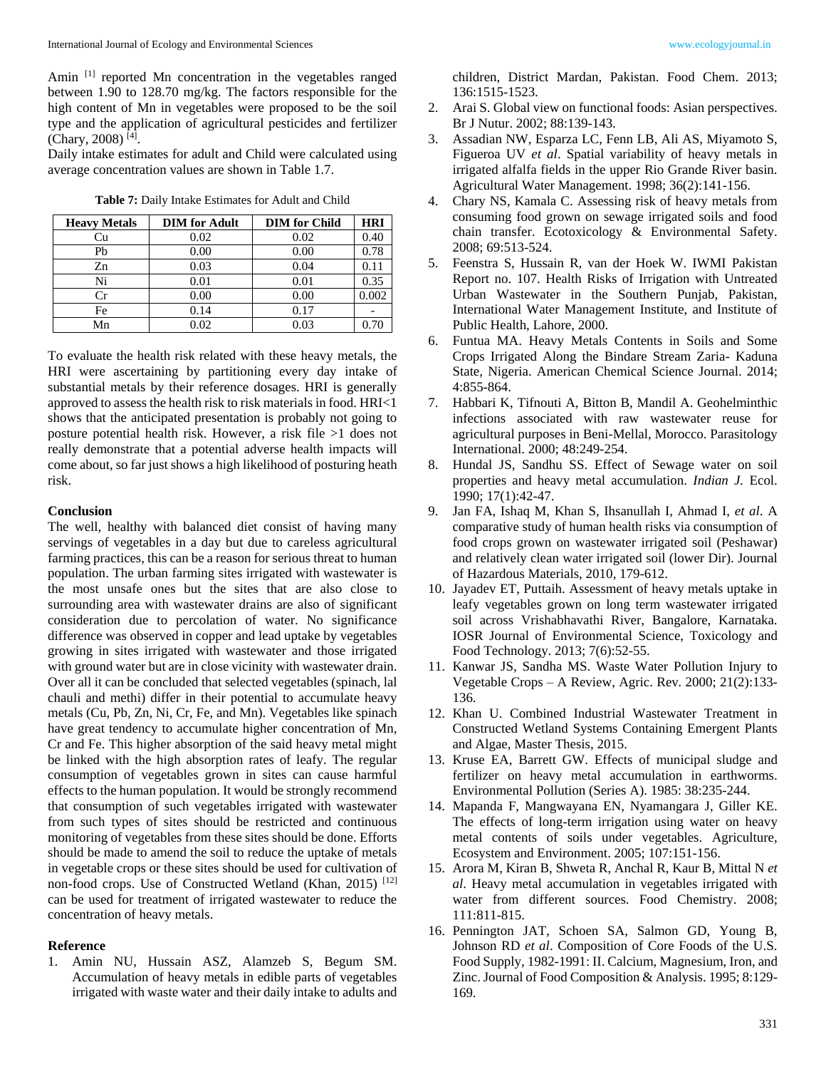Amin [1] reported Mn concentration in the vegetables ranged between 1.90 to 128.70 mg/kg. The factors responsible for the high content of Mn in vegetables were proposed to be the soil type and the application of agricultural pesticides and fertilizer (Chary, 2008) [4].

Daily intake estimates for adult and Child were calculated using average concentration values are shown in Table 1.7.

**Table 7:** Daily Intake Estimates for Adult and Child

| Heavy Metals | DIM for Adult | DIM for Child | HRI |
|---|---|---|---|
| Cu | 0.02 | 0.02 | 0.40 |
| Pb | 0.00 | 0.00 | 0.78 |
| Zn | 0.03 | 0.04 | 0.11 |
| Ni | 0.01 | 0.01 | 0.35 |
| Cr | 0.00 | 0.00 | 0.002 |
| Fe | 0.14 | 0.17 | - |
| Mn | 0.02 | 0.03 | 0.70 |

To evaluate the health risk related with these heavy metals, the HRI were ascertaining by partitioning every day intake of substantial metals by their reference dosages. HRI is generally approved to assess the health risk to risk materials in food. HRI<1 shows that the anticipated presentation is probably not going to posture potential health risk. However, a risk file >1 does not really demonstrate that a potential adverse health impacts will come about, so far just shows a high likelihood of posturing heath risk.

## Conclusion

The well, healthy with balanced diet consist of having many servings of vegetables in a day but due to careless agricultural farming practices, this can be a reason for serious threat to human population. The urban farming sites irrigated with wastewater is the most unsafe ones but the sites that are also close to surrounding area with wastewater drains are also of significant consideration due to percolation of water. No significance difference was observed in copper and lead uptake by vegetables growing in sites irrigated with wastewater and those irrigated with ground water but are in close vicinity with wastewater drain. Over all it can be concluded that selected vegetables (spinach, lal chauli and methi) differ in their potential to accumulate heavy metals (Cu, Pb, Zn, Ni, Cr, Fe, and Mn). Vegetables like spinach have great tendency to accumulate higher concentration of Mn, Cr and Fe. This higher absorption of the said heavy metal might be linked with the high absorption rates of leafy. The regular consumption of vegetables grown in sites can cause harmful effects to the human population. It would be strongly recommend that consumption of such vegetables irrigated with wastewater from such types of sites should be restricted and continuous monitoring of vegetables from these sites should be done. Efforts should be made to amend the soil to reduce the uptake of metals in vegetable crops or these sites should be used for cultivation of non-food crops. Use of Constructed Wetland (Khan, 2015) [12] can be used for treatment of irrigated wastewater to reduce the concentration of heavy metals.

## Reference

1. Amin NU, Hussain ASZ, Alamzeb S, Begum SM. Accumulation of heavy metals in edible parts of vegetables irrigated with waste water and their daily intake to adults and children, District Mardan, Pakistan. Food Chem. 2013; 136:1515-1523.
2. Arai S. Global view on functional foods: Asian perspectives. Br J Nutur. 2002; 88:139-143.
3. Assadian NW, Esparza LC, Fenn LB, Ali AS, Miyamoto S, Figueroa UV *et al*. Spatial variability of heavy metals in irrigated alfalfa fields in the upper Rio Grande River basin. Agricultural Water Management. 1998; 36(2):141-156.
4. Chary NS, Kamala C. Assessing risk of heavy metals from consuming food grown on sewage irrigated soils and food chain transfer. Ecotoxicology & Environmental Safety. 2008; 69:513-524.
5. Feenstra S, Hussain R, van der Hoek W. IWMI Pakistan Report no. 107. Health Risks of Irrigation with Untreated Urban Wastewater in the Southern Punjab, Pakistan, International Water Management Institute, and Institute of Public Health, Lahore, 2000.
6. Funtua MA. Heavy Metals Contents in Soils and Some Crops Irrigated Along the Bindare Stream Zaria- Kaduna State, Nigeria. American Chemical Science Journal. 2014; 4:855-864.
7. Habbari K, Tifnouti A, Bitton B, Mandil A. Geohelminthic infections associated with raw wastewater reuse for agricultural purposes in Beni-Mellal, Morocco. Parasitology International. 2000; 48:249-254.
8. Hundal JS, Sandhu SS. Effect of Sewage water on soil properties and heavy metal accumulation. *Indian J.* Ecol. 1990; 17(1):42-47.
9. Jan FA, Ishaq M, Khan S, Ihsanullah I, Ahmad I, *et al*. A comparative study of human health risks via consumption of food crops grown on wastewater irrigated soil (Peshawar) and relatively clean water irrigated soil (lower Dir). Journal of Hazardous Materials, 2010, 179-612.
10. Jayadev ET, Puttaih. Assessment of heavy metals uptake in leafy vegetables grown on long term wastewater irrigated soil across Vrishabhavathi River, Bangalore, Karnataka. IOSR Journal of Environmental Science, Toxicology and Food Technology. 2013; 7(6):52-55.
11. Kanwar JS, Sandha MS. Waste Water Pollution Injury to Vegetable Crops – A Review, Agric. Rev. 2000; 21(2):133-136.
12. Khan U. Combined Industrial Wastewater Treatment in Constructed Wetland Systems Containing Emergent Plants and Algae, Master Thesis, 2015.
13. Kruse EA, Barrett GW. Effects of municipal sludge and fertilizer on heavy metal accumulation in earthworms. Environmental Pollution (Series A). 1985: 38:235-244.
14. Mapanda F, Mangwayana EN, Nyamangara J, Giller KE. The effects of long-term irrigation using water on heavy metal contents of soils under vegetables. Agriculture, Ecosystem and Environment. 2005; 107:151-156.
15. Arora M, Kiran B, Shweta R, Anchal R, Kaur B, Mittal N *et al*. Heavy metal accumulation in vegetables irrigated with water from different sources. Food Chemistry. 2008; 111:811-815.
16. Pennington JAT, Schoen SA, Salmon GD, Young B, Johnson RD *et al*. Composition of Core Foods of the U.S. Food Supply, 1982-1991: II. Calcium, Magnesium, Iron, and Zinc. Journal of Food Composition & Analysis. 1995; 8:129-169.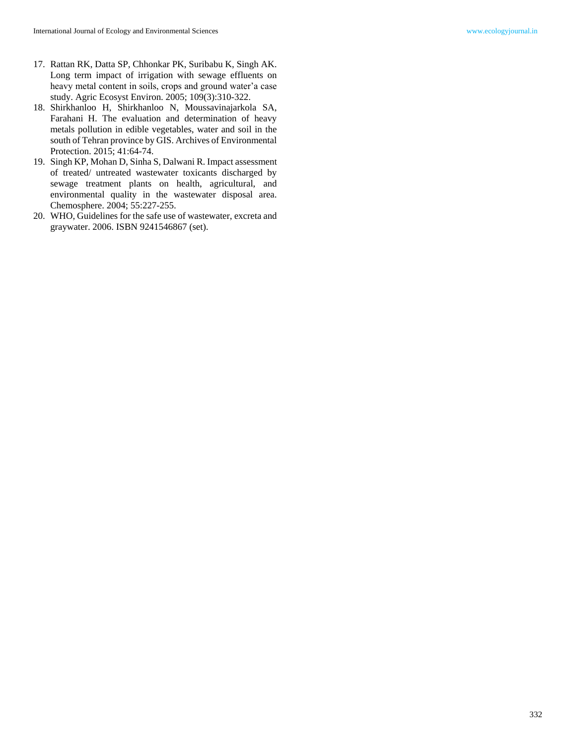17. Rattan RK, Datta SP, Chhonkar PK, Suribabu K, Singh AK. Long term impact of irrigation with sewage effluents on heavy metal content in soils, crops and ground water'a case study. Agric Ecosyst Environ. 2005; 109(3):310-322.
18. Shirkhanloo H, Shirkhanloo N, Moussavinajarkola SA, Farahani H. The evaluation and determination of heavy metals pollution in edible vegetables, water and soil in the south of Tehran province by GIS. Archives of Environmental Protection. 2015; 41:64-74.
19. Singh KP, Mohan D, Sinha S, Dalwani R. Impact assessment of treated/ untreated wastewater toxicants discharged by sewage treatment plants on health, agricultural, and environmental quality in the wastewater disposal area. Chemosphere. 2004; 55:227-255.
20. WHO, Guidelines for the safe use of wastewater, excreta and graywater. 2006. ISBN 9241546867 (set).